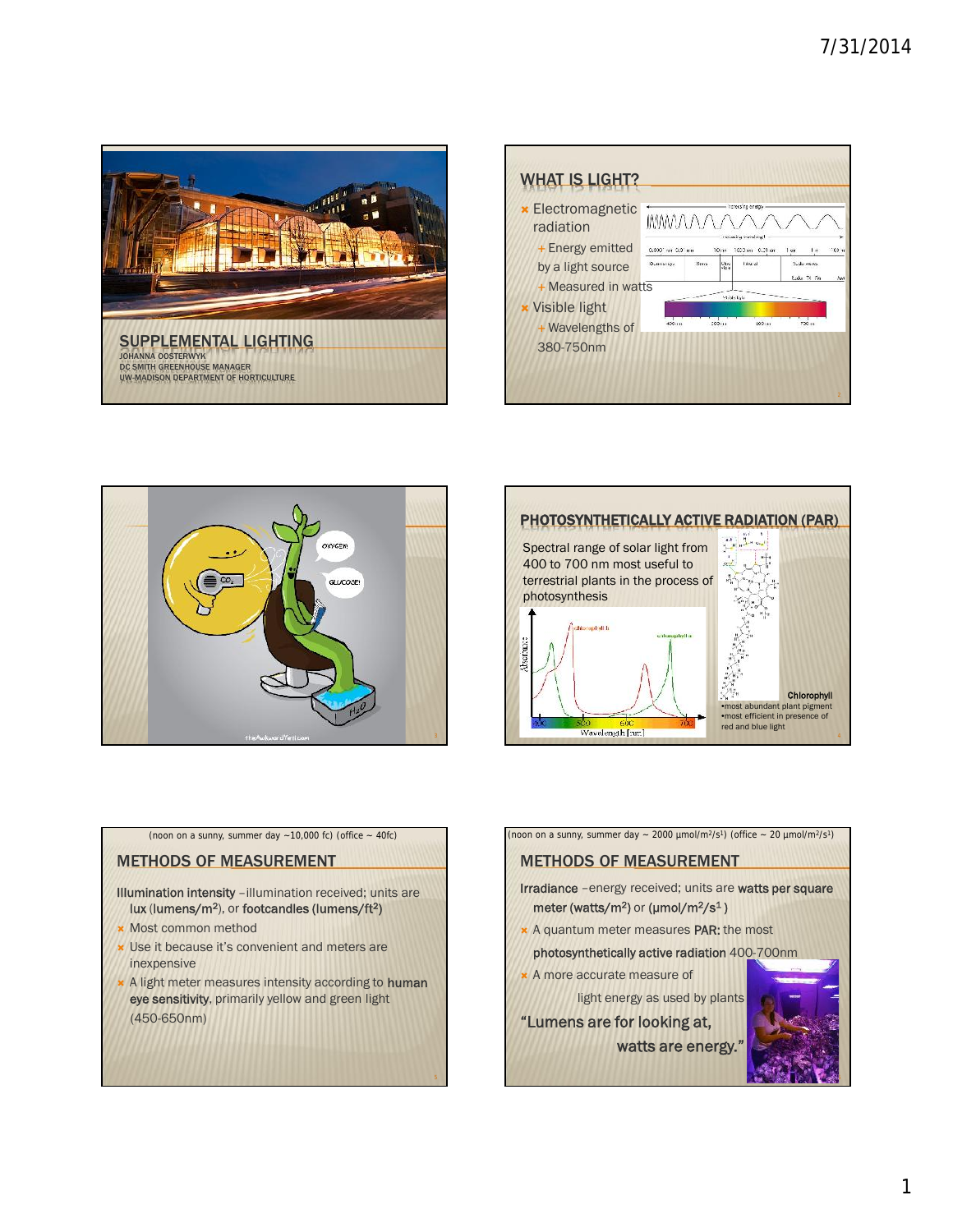## SUPPLEMENTAL LIGHTING

JOHANNA OOSTERWYK
DC SMITH GREENHOUSE MANAGER
UW-MADISON DEPARTMENT OF HORTICULTURE

## WHAT IS LIGHT?

- Electromagnetic radiation
  - Energy emitted by a light source
  - Measured in watts
- Visible light
  - Wavelengths of 380-750nm

## PHOTOSYNTHETICALLY ACTIVE RADIATION (PAR)

Spectral range of solar light from 400 to 700 nm most useful to terrestrial plants in the process of photosynthesis

**Chlorophyll**
- most abundant plant pigment
- most efficient in presence of red and blue light

(noon on a sunny, summer day ~10,000 fc) (office ~ 40fc)

## METHODS OF MEASUREMENT

**Illumination intensity** – illumination received; units are **lux** (**lumens/m$^2$**), or **footcandles** (**lumens/ft$^2$**)

- Most common method
- Use it because it's convenient and meters are inexpensive
- A light meter measures intensity according to **human eye sensitivity**, primarily yellow and green light (450-650nm)

(noon on a sunny, summer day ~ 2000 µmol/m$^2$/s$^1$) (office ~ 20 µmol/m$^2$/s$^1$)

## METHODS OF MEASUREMENT

**Irradiance** – energy received; units are **watts per square meter** (**watts/m$^2$**) or (**µmol/m$^2$/s$^1$**)

- A quantum meter measures **PAR:** the most **photosynthetically active radiation** 400-700nm
- A more accurate measure of light energy as used by plants

**"Lumens are for looking at, watts are energy."**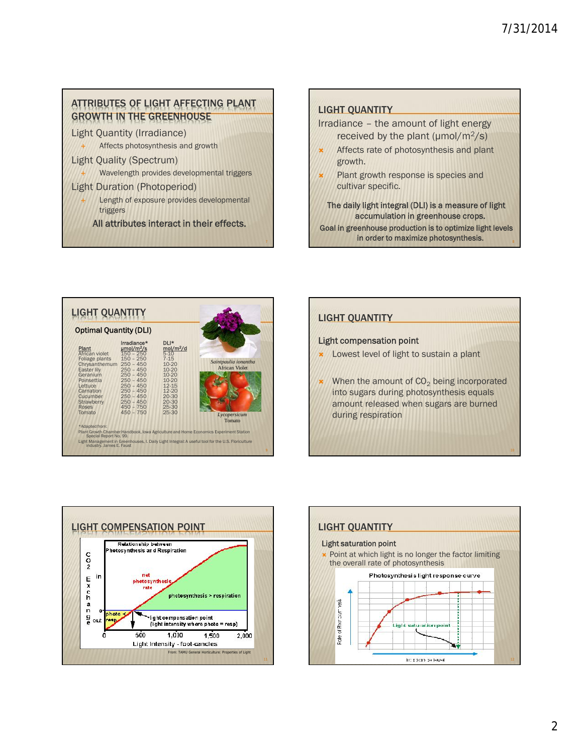## ATTRIBUTES OF LIGHT AFFECTING PLANT GROWTH IN THE GREENHOUSE

Light Quantity (Irradiance)

- Affects photosynthesis and growth

Light Quality (Spectrum)

- Wavelength provides developmental triggers

Light Duration (Photoperiod)

- Length of exposure provides developmental triggers

**All attributes interact in their effects.**

## LIGHT QUANTITY

Irradiance – the amount of light energy received by the plant (μmol/m$^2$/s)

- Affects rate of photosynthesis and plant growth.
- Plant growth response is species and cultivar specific.

**The daily light integral (DLI) is a measure of light accumulation in greenhouse crops.**

**Goal in greenhouse production is to optimize light levels in order to maximize photosynthesis.**

## LIGHT QUANTITY

**Optimal Quantity (DLI)**

| Plant | Irradiance* μmol/m$^2$/s | DLI* mol/m$^2$/d |
|---|---|---|
| African violet | 150 – 250 | 5-10 |
| Foliage plants | 150 – 250 | 7-15 |
| Chrysanthemum | 250 – 450 | 10-20 |
| Easter lily | 250 – 450 | 10-20 |
| Geranium | 250 – 450 | 10-20 |
| Poinsettia | 250 – 450 | 10-20 |
| Lettuce | 250 – 450 | 12-15 |
| Carnation | 250 – 450 | 12-20 |
| Cucumber | 250 – 450 | 20-30 |
| Strawberry | 250 – 450 | 20-30 |
| Roses | 450 – 750 | 25-30 |
| Tomato | 450 – 750 | 25-30 |

*Saintpaulia ionantha*
African Violet

*Lycopersicum*
Tomato

*Adapted from:
Plant Growth Chamber Handbook, Iowa Agriculture and Home Economics Experiment Station Special Report No. 99.
Light Management in Greenhouses, I. Daily Light Integral: A useful tool for the U.S. Floriculture industry. James E. Faust

## LIGHT QUANTITY

**Light compensation point**

- Lowest level of light to sustain a plant
- When the amount of $CO_2$ being incorporated into sugars during photosynthesis equals amount released when sugars are burned during respiration

## LIGHT COMPENSATION POINT

From: TAMU General Horticulture: Properties of Light

## LIGHT QUANTITY

**Light saturation point**

- Point at which light is no longer the factor limiting the overall rate of photosynthesis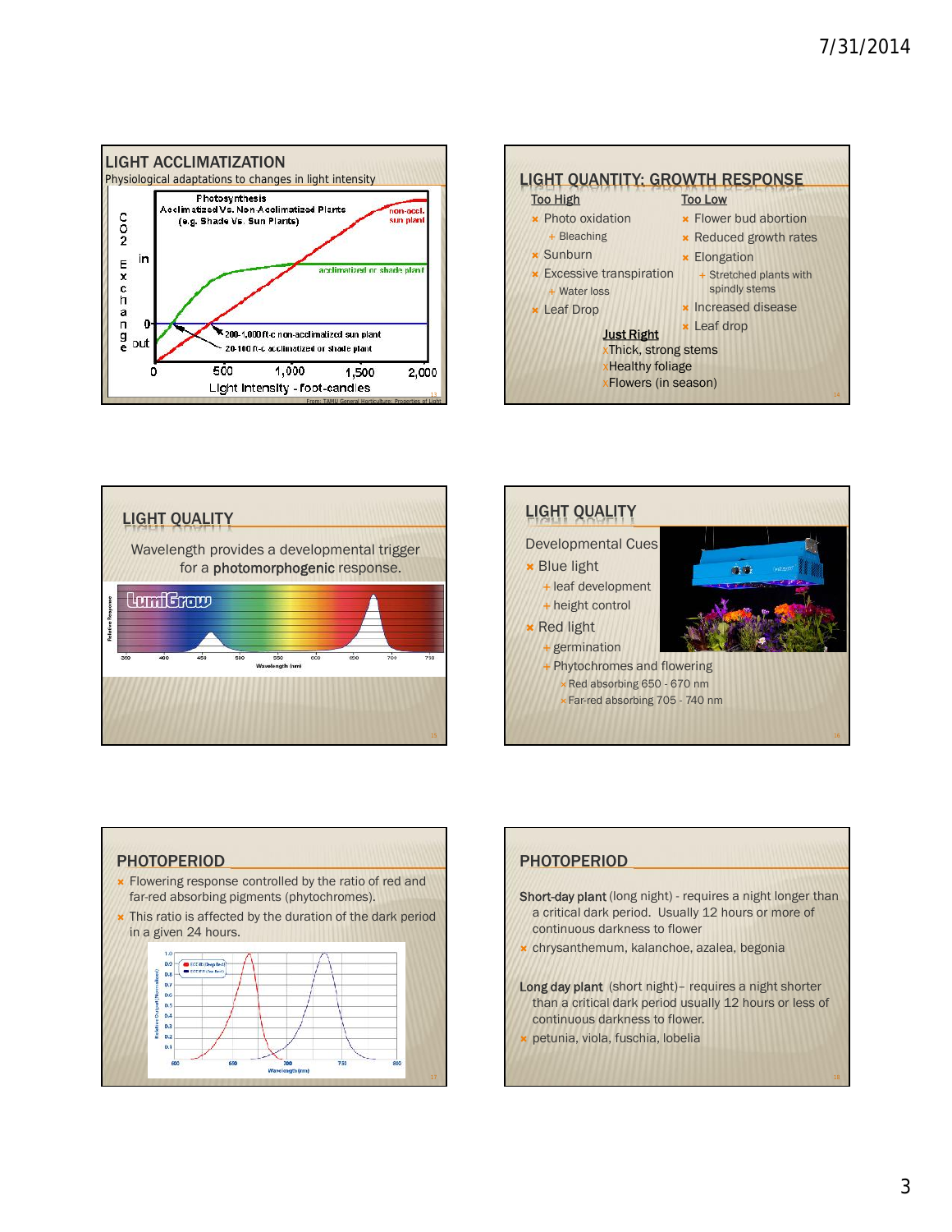## LIGHT ACCLIMATIZATION

Physiological adaptations to changes in light intensity

Photosynthesis
Acclimatized Vs. Non-Acclimatized Plants
(e.g. Shade Vs. Sun Plants)

$CO_2$ Exchange: in / 0 / out

non-accl. sun plant

acclimatized or shade plant

200-1,000 ft-c non-acclimatized sun plant

20-100 ft-c acclimatized or shade plant

Light Intensity - foot-candles: 0, 500, 1,000, 1,500, 2,000

From: TAMU General Horticulture: Properties of Light

## LIGHT QUANTITY: GROWTH RESPONSE

**Too High**

- Photo oxidation
  - Bleaching
- Sunburn
- Excessive transpiration
  - Water loss
- Leaf Drop

**Too Low**

- Flower bud abortion
- Reduced growth rates
- Elongation
  - Stretched plants with spindly stems
- Increased disease
- Leaf drop

**Just Right**

- Thick, strong stems
- Healthy foliage
- Flowers (in season)

## LIGHT QUALITY

Wavelength provides a developmental trigger for a **photomorphogenic** response.

LumiGrow

## LIGHT QUALITY

Developmental Cues

- Blue light
  - leaf development
  - height control
- Red light
  - germination
  - Phytochromes and flowering
    - Red absorbing 650 - 670 nm
    - Far-red absorbing 705 - 740 nm

## PHOTOPERIOD

- Flowering response controlled by the ratio of red and far-red absorbing pigments (phytochromes).
- This ratio is affected by the duration of the dark period in a given 24 hours.

## PHOTOPERIOD

**Short-day plant** (long night) - requires a night longer than a critical dark period. Usually 12 hours or more of continuous darkness to flower

- chrysanthemum, kalanchoe, azalea, begonia

**Long day plant** (short night)– requires a night shorter than a critical dark period usually 12 hours or less of continuous darkness to flower.

- petunia, viola, fuschia, lobelia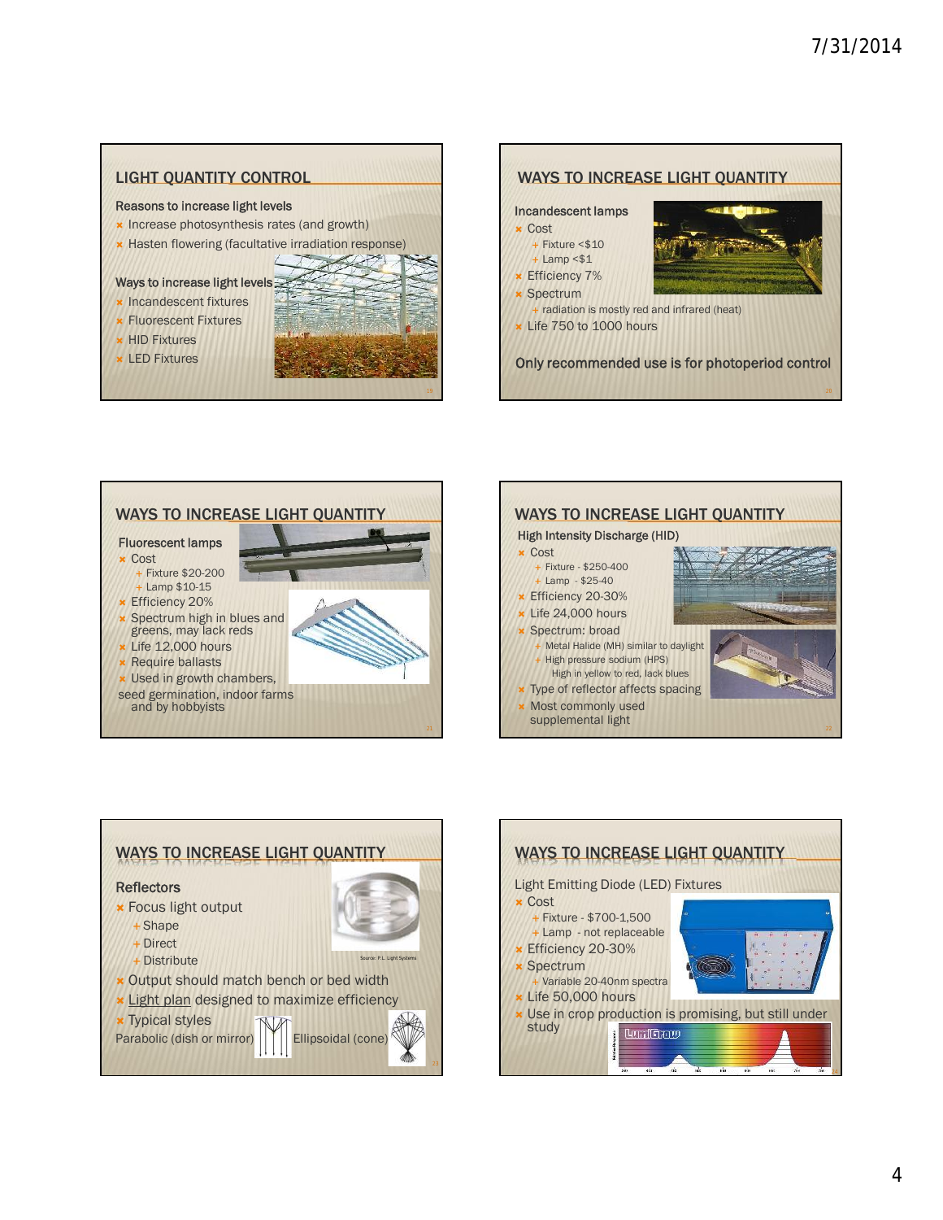## LIGHT QUANTITY CONTROL

**Reasons to increase light levels**

- Increase photosynthesis rates (and growth)
- Hasten flowering (facultative irradiation response)

**Ways to increase light levels**

- Incandescent fixtures
- Fluorescent Fixtures
- HID Fixtures
- LED Fixtures

## WAYS TO INCREASE LIGHT QUANTITY

**Incandescent lamps**

- Cost
  - Fixture <$10
  - Lamp <$1
- Efficiency 7%
- Spectrum
  - radiation is mostly red and infrared (heat)
- Life 750 to 1000 hours

Only recommended use is for photoperiod control

## WAYS TO INCREASE LIGHT QUANTITY

**Fluorescent lamps**

- Cost
  - Fixture $20-200
  - Lamp $10-15
- Efficiency 20%
- Spectrum high in blues and greens, may lack reds
- Life 12,000 hours
- Require ballasts
- Used in growth chambers, seed germination, indoor farms and by hobbyists

## WAYS TO INCREASE LIGHT QUANTITY

**High Intensity Discharge (HID)**

- Cost
  - Fixture - $250-400
  - Lamp - $25-40
- Efficiency 20-30%
- Life 24,000 hours
- Spectrum: broad
  - Metal Halide (MH) similar to daylight
  - High pressure sodium (HPS) High in yellow to red, lack blues
- Type of reflector affects spacing
- Most commonly used supplemental light

## WAYS TO INCREASE LIGHT QUANTITY

**Reflectors**

- Focus light output
  - Shape
  - Direct
  - Distribute
- Output should match bench or bed width
- Light plan designed to maximize efficiency
- Typical styles

Parabolic (dish or mirror) Ellipsoidal (cone)

Source: P.L. Light Systems

## WAYS TO INCREASE LIGHT QUANTITY

Light Emitting Diode (LED) Fixtures

- Cost
  - Fixture - $700-1,500
  - Lamp - not replaceable
- Efficiency 20-30%
- Spectrum
  - Variable 20-40nm spectra
- Life 50,000 hours
- Use in crop production is promising, but still under study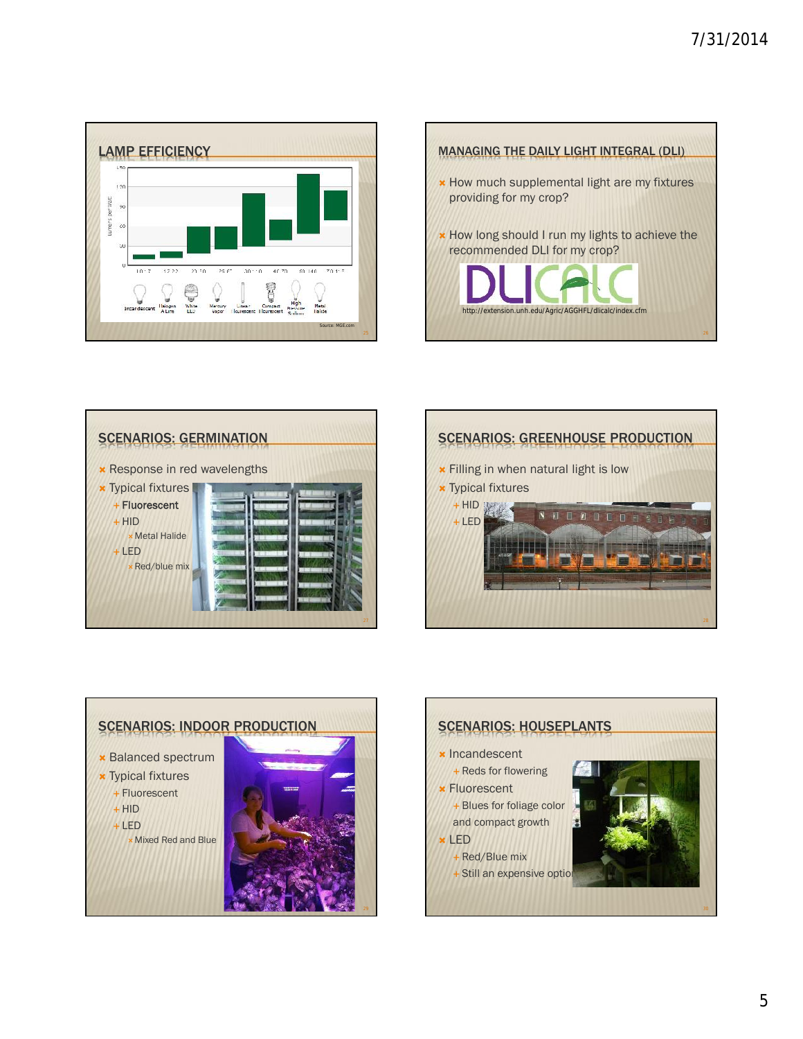## LAMP EFFICIENCY

| Lamp type | Lumens per watt |
|---|---|
| Incandescent | 10-17 |
| Halogen A Line | 12-22 |
| White LED | 27-50 |
| Mercury Vapor | 25-57 |
| Linear Fluorescent | 30-110 |
| Compact Fluorescent | 40-70 |
| High Pressure Sodium | 50-140 |
| Metal Halide | 70-115 |

Source: MGE.com

## MANAGING THE DAILY LIGHT INTEGRAL (DLI)

- How much supplemental light are my fixtures providing for my crop?
- How long should I run my lights to achieve the recommended DLI for my crop?

DLICALC

http://extension.unh.edu/Agric/AGGHFL/dlicalc/index.cfm

## SCENARIOS: GERMINATION

- Response in red wavelengths
- Typical fixtures
  - **Fluorescent**
  - HID
    - Metal Halide
  - LED
    - Red/blue mix

## SCENARIOS: GREENHOUSE PRODUCTION

- Filling in when natural light is low
- Typical fixtures
  - HID
  - LED

## SCENARIOS: INDOOR PRODUCTION

- Balanced spectrum
- Typical fixtures
  - Fluorescent
  - HID
  - LED
    - Mixed Red and Blue

## SCENARIOS: HOUSEPLANTS

- Incandescent
  - Reds for flowering
- Fluorescent
  - Blues for foliage color and compact growth
- LED
  - Red/Blue mix
  - Still an expensive option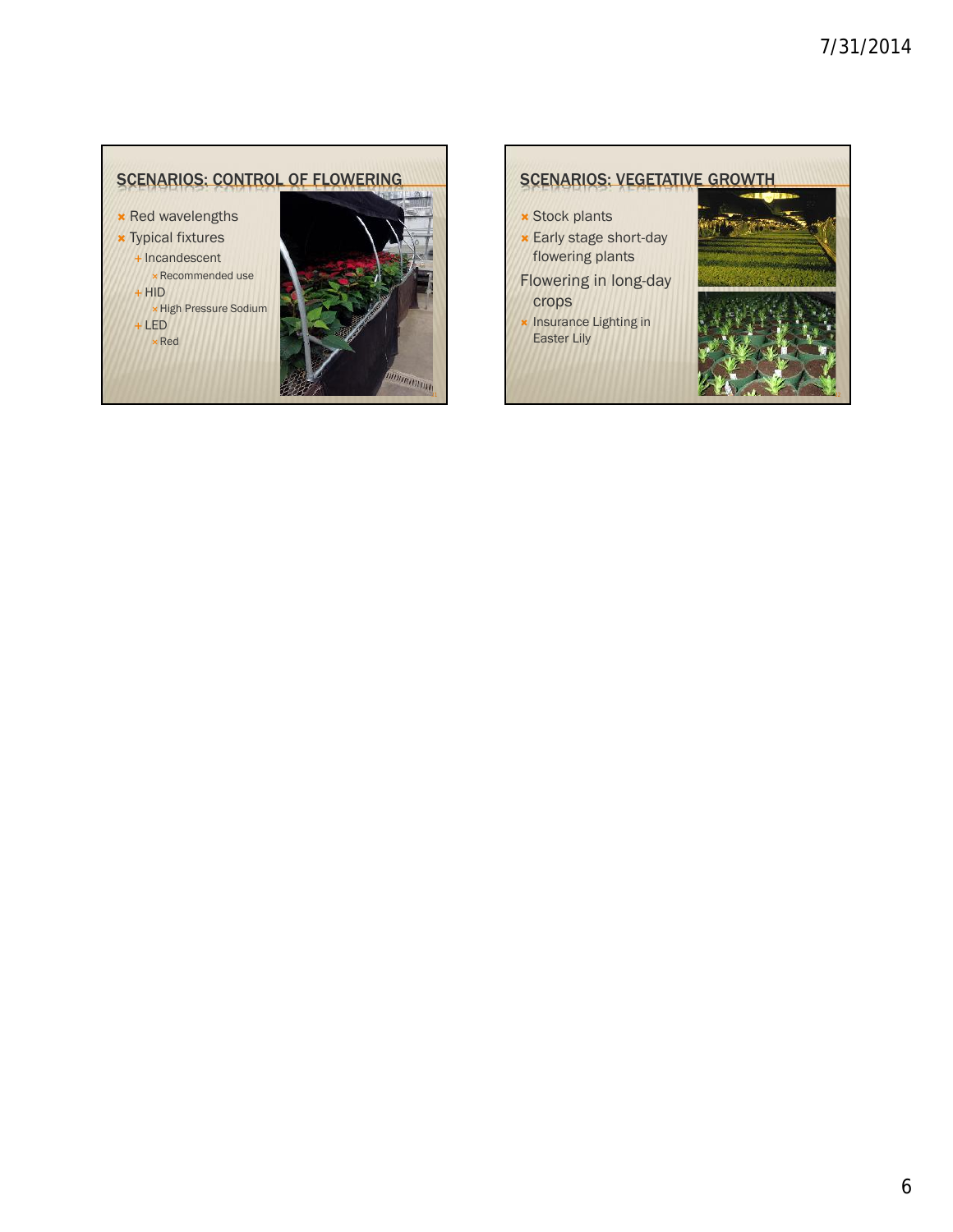## SCENARIOS: CONTROL OF FLOWERING

- Red wavelengths
- Typical fixtures
  - Incandescent
    - Recommended use
  - HID
    - High Pressure Sodium
  - LED
    - Red

## SCENARIOS: VEGETATIVE GROWTH

- Stock plants
- Early stage short-day flowering plants

Flowering in long-day crops

- Insurance Lighting in Easter Lily